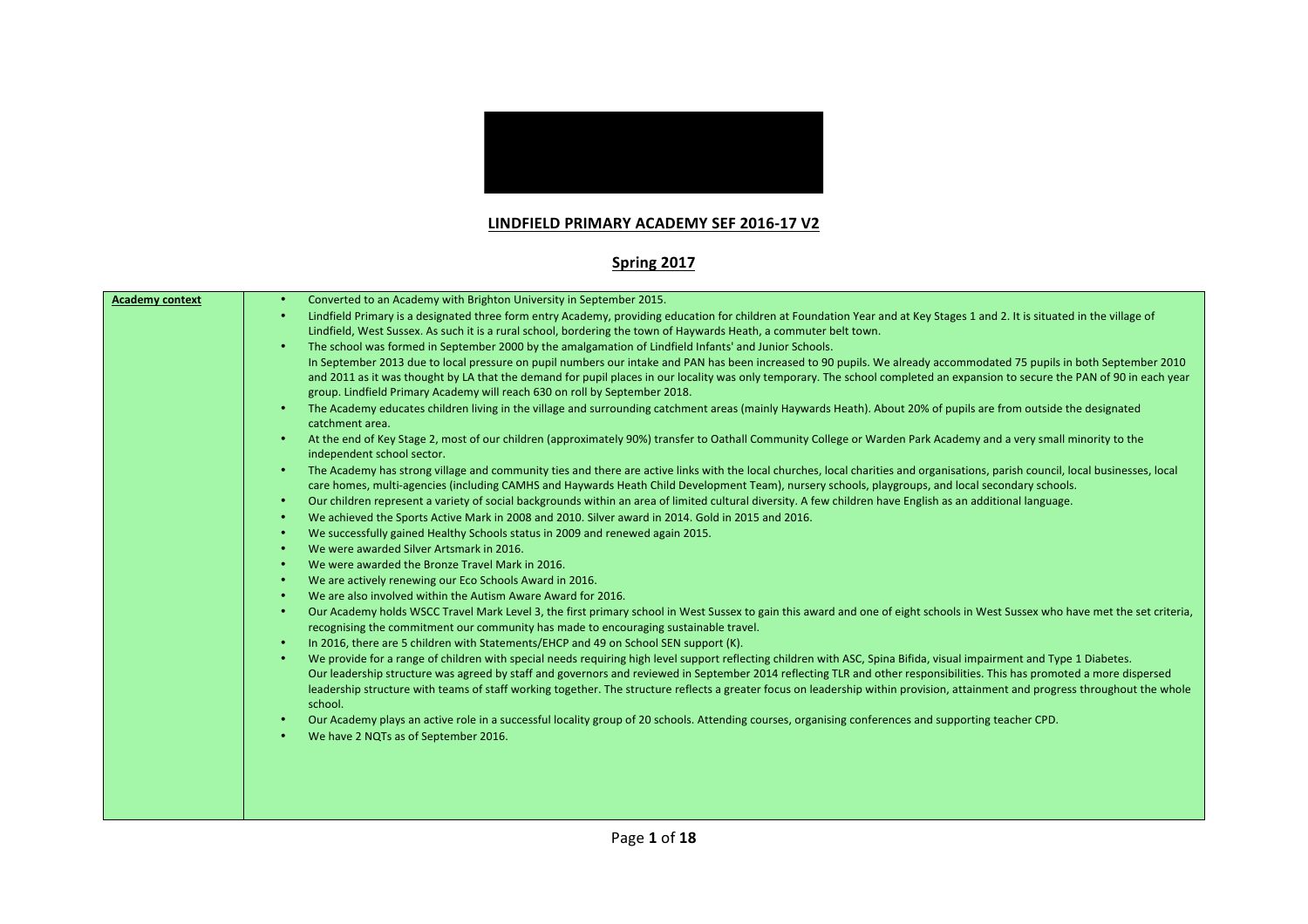## LINDFIELD PRIMARY ACADEMY SEF 2016-17 V2

## Spring 2017

| **Academy context** | |
|---|---|
| | • Converted to an Academy with Brighton University in September 2015.<br>• Lindfield Primary is a designated three form entry Academy, providing education for children at Foundation Year and at Key Stages 1 and 2. It is situated in the village of Lindfield, West Sussex. As such it is a rural school, bordering the town of Haywards Heath, a commuter belt town.<br>• The school was formed in September 2000 by the amalgamation of Lindfield Infants' and Junior Schools.<br>In September 2013 due to local pressure on pupil numbers our intake and PAN has been increased to 90 pupils. We already accommodated 75 pupils in both September 2010 and 2011 as it was thought by LA that the demand for pupil places in our locality was only temporary. The school completed an expansion to secure the PAN of 90 in each year group. Lindfield Primary Academy will reach 630 on roll by September 2018.<br>• The Academy educates children living in the village and surrounding catchment areas (mainly Haywards Heath). About 20% of pupils are from outside the designated catchment area.<br>• At the end of Key Stage 2, most of our children (approximately 90%) transfer to Oathall Community College or Warden Park Academy and a very small minority to the independent school sector.<br>• The Academy has strong village and community ties and there are active links with the local churches, local charities and organisations, parish council, local businesses, local care homes, multi-agencies (including CAMHS and Haywards Heath Child Development Team), nursery schools, playgroups, and local secondary schools.<br>• Our children represent a variety of social backgrounds within an area of limited cultural diversity. A few children have English as an additional language.<br>• We achieved the Sports Active Mark in 2008 and 2010. Silver award in 2014. Gold in 2015 and 2016.<br>• We successfully gained Healthy Schools status in 2009 and renewed again 2015.<br>• We were awarded Silver Artsmark in 2016.<br>• We were awarded the Bronze Travel Mark in 2016.<br>• We are actively renewing our Eco Schools Award in 2016.<br>• We are also involved within the Autism Aware Award for 2016.<br>• Our Academy holds WSCC Travel Mark Level 3, the first primary school in West Sussex to gain this award and one of eight schools in West Sussex who have met the set criteria, recognising the commitment our community has made to encouraging sustainable travel.<br>• In 2016, there are 5 children with Statements/EHCP and 49 on School SEN support (K).<br>• We provide for a range of children with special needs requiring high level support reflecting children with ASC, Spina Bifida, visual impairment and Type 1 Diabetes.<br>Our leadership structure was agreed by staff and governors and reviewed in September 2014 reflecting TLR and other responsibilities. This has promoted a more dispersed leadership structure with teams of staff working together. The structure reflects a greater focus on leadership within provision, attainment and progress throughout the whole school.<br>• Our Academy plays an active role in a successful locality group of 20 schools. Attending courses, organising conferences and supporting teacher CPD.<br>• We have 2 NQTs as of September 2016. |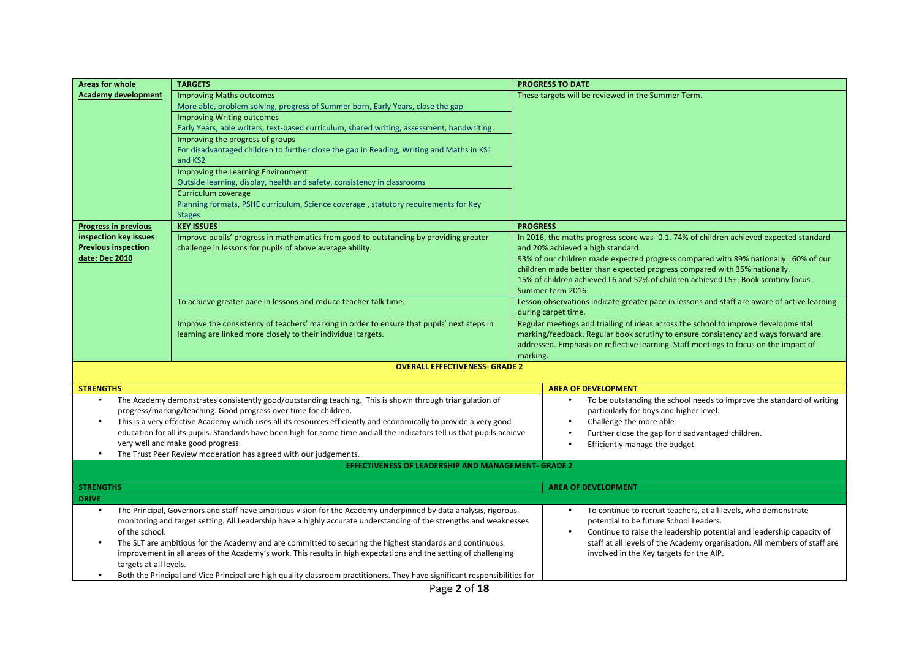| Areas for whole Academy development | TARGETS | PROGRESS TO DATE |
|---|---|---|
| | Improving Maths outcomes<br>More able, problem solving, progress of Summer born, Early Years, close the gap | These targets will be reviewed in the Summer Term. |
| | Improving Writing outcomes<br>Early Years, able writers, text-based curriculum, shared writing, assessment, handwriting | |
| | Improving the progress of groups<br>For disadvantaged children to further close the gap in Reading, Writing and Maths in KS1 and KS2 | |
| | Improving the Learning Environment<br>Outside learning, display, health and safety, consistency in classrooms | |
| | Curriculum coverage<br>Planning formats, PSHE curriculum, Science coverage , statutory requirements for Key Stages | |
| **Progress in previous inspection key issues**<br>**Previous inspection date: Dec 2010** | **KEY ISSUES** | **PROGRESS** |
| | Improve pupils' progress in mathematics from good to outstanding by providing greater challenge in lessons for pupils of above average ability. | In 2016, the maths progress score was -0.1. 74% of children achieved expected standard and 20% achieved a high standard.<br>93% of our children made expected progress compared with 89% nationally. 60% of our children made better than expected progress compared with 35% nationally.<br>15% of children achieved L6 and 52% of children achieved L5+. Book scrutiny focus Summer term 2016 |
| | To achieve greater pace in lessons and reduce teacher talk time. | Lesson observations indicate greater pace in lessons and staff are aware of active learning during carpet time. |
| | Improve the consistency of teachers' marking in order to ensure that pupils' next steps in learning are linked more closely to their individual targets. | Regular meetings and trialling of ideas across the school to improve developmental marking/feedback. Regular book scrutiny to ensure consistency and ways forward are addressed. Emphasis on reflective learning. Staff meetings to focus on the impact of marking. |

## OVERALL EFFECTIVENESS- GRADE 2

| STRENGTHS | AREA OF DEVELOPMENT |
|---|---|
| • The Academy demonstrates consistently good/outstanding teaching. This is shown through triangulation of progress/marking/teaching. Good progress over time for children.<br>• This is a very effective Academy which uses all its resources efficiently and economically to provide a very good education for all its pupils. Standards have been high for some time and all the indicators tell us that pupils achieve very well and make good progress.<br>• The Trust Peer Review moderation has agreed with our judgements. | • To be outstanding the school needs to improve the standard of writing particularly for boys and higher level.<br>• Challenge the more able<br>• Further close the gap for disadvantaged children.<br>• Efficiently manage the budget |

## EFFECTIVENESS OF LEADERSHIP AND MANAGEMENT- GRADE 2

| STRENGTHS | AREA OF DEVELOPMENT |
|---|---|
| **DRIVE** | |
| • The Principal, Governors and staff have ambitious vision for the Academy underpinned by data analysis, rigorous monitoring and target setting. All Leadership have a highly accurate understanding of the strengths and weaknesses of the school.<br>• The SLT are ambitious for the Academy and are committed to securing the highest standards and continuous improvement in all areas of the Academy's work. This results in high expectations and the setting of challenging targets at all levels.<br>• Both the Principal and Vice Principal are high quality classroom practitioners. They have significant responsibilities for | • To continue to recruit teachers, at all levels, who demonstrate potential to be future School Leaders.<br>• Continue to raise the leadership potential and leadership capacity of staff at all levels of the Academy organisation. All members of staff are involved in the Key targets for the AIP. |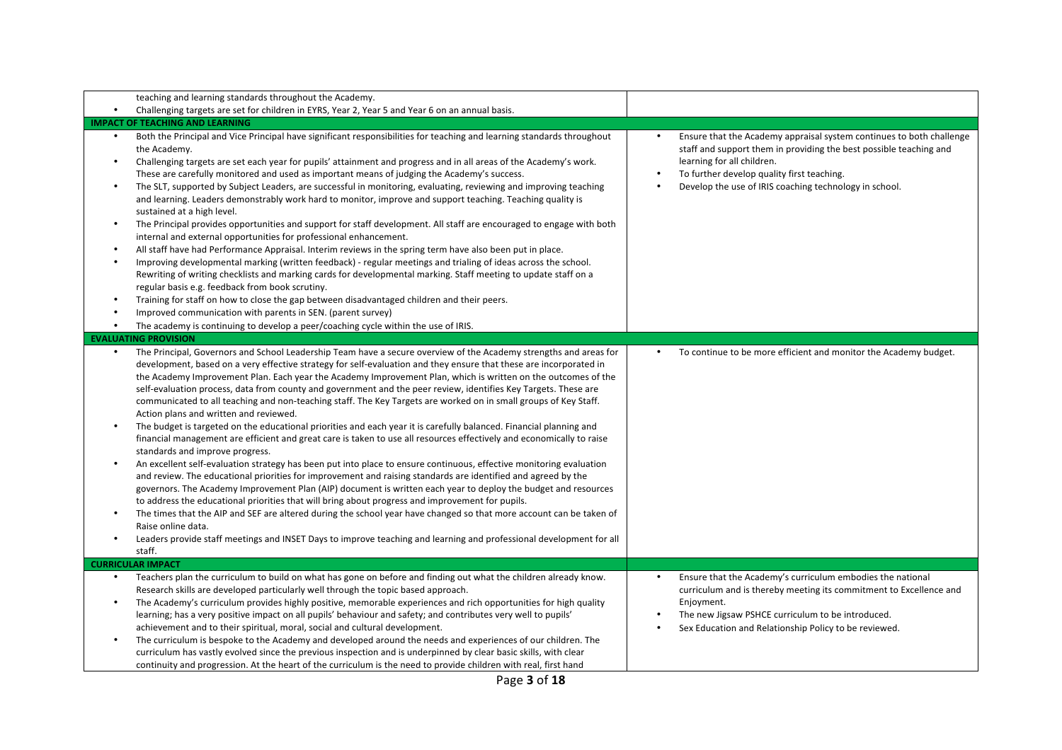| | |
|---|---|
| teaching and learning standards throughout the Academy.<br>• Challenging targets are set for children in EYRS, Year 2, Year 5 and Year 6 on an annual basis. | |
| **IMPACT OF TEACHING AND LEARNING** | |
| • Both the Principal and Vice Principal have significant responsibilities for teaching and learning standards throughout the Academy.<br>• Challenging targets are set each year for pupils' attainment and progress and in all areas of the Academy's work. These are carefully monitored and used as important means of judging the Academy's success.<br>• The SLT, supported by Subject Leaders, are successful in monitoring, evaluating, reviewing and improving teaching and learning. Leaders demonstrably work hard to monitor, improve and support teaching. Teaching quality is sustained at a high level.<br>• The Principal provides opportunities and support for staff development. All staff are encouraged to engage with both internal and external opportunities for professional enhancement.<br>• All staff have had Performance Appraisal. Interim reviews in the spring term have also been put in place.<br>• Improving developmental marking (written feedback) - regular meetings and trialing of ideas across the school. Rewriting of writing checklists and marking cards for developmental marking. Staff meeting to update staff on a regular basis e.g. feedback from book scrutiny.<br>• Training for staff on how to close the gap between disadvantaged children and their peers.<br>• Improved communication with parents in SEN. (parent survey)<br>• The academy is continuing to develop a peer/coaching cycle within the use of IRIS. | • Ensure that the Academy appraisal system continues to both challenge staff and support them in providing the best possible teaching and learning for all children.<br>• To further develop quality first teaching.<br>• Develop the use of IRIS coaching technology in school. |
| **EVALUATING PROVISION** | |
| • The Principal, Governors and School Leadership Team have a secure overview of the Academy strengths and areas for development, based on a very effective strategy for self-evaluation and they ensure that these are incorporated in the Academy Improvement Plan. Each year the Academy Improvement Plan, which is written on the outcomes of the self-evaluation process, data from county and government and the peer review, identifies Key Targets. These are communicated to all teaching and non-teaching staff. The Key Targets are worked on in small groups of Key Staff. Action plans and written and reviewed.<br>• The budget is targeted on the educational priorities and each year it is carefully balanced. Financial planning and financial management are efficient and great care is taken to use all resources effectively and economically to raise standards and improve progress.<br>• An excellent self-evaluation strategy has been put into place to ensure continuous, effective monitoring evaluation and review. The educational priorities for improvement and raising standards are identified and agreed by the governors. The Academy Improvement Plan (AIP) document is written each year to deploy the budget and resources to address the educational priorities that will bring about progress and improvement for pupils.<br>• The times that the AIP and SEF are altered during the school year have changed so that more account can be taken of Raise online data.<br>• Leaders provide staff meetings and INSET Days to improve teaching and learning and professional development for all staff. | • To continue to be more efficient and monitor the Academy budget. |
| **CURRICULAR IMPACT** | |
| • Teachers plan the curriculum to build on what has gone on before and finding out what the children already know. Research skills are developed particularly well through the topic based approach.<br>• The Academy's curriculum provides highly positive, memorable experiences and rich opportunities for high quality learning; has a very positive impact on all pupils' behaviour and safety; and contributes very well to pupils' achievement and to their spiritual, moral, social and cultural development.<br>• The curriculum is bespoke to the Academy and developed around the needs and experiences of our children. The curriculum has vastly evolved since the previous inspection and is underpinned by clear basic skills, with clear continuity and progression. At the heart of the curriculum is the need to provide children with real, first hand | • Ensure that the Academy's curriculum embodies the national curriculum and is thereby meeting its commitment to Excellence and Enjoyment.<br>• The new Jigsaw PSHCE curriculum to be introduced.<br>• Sex Education and Relationship Policy to be reviewed. |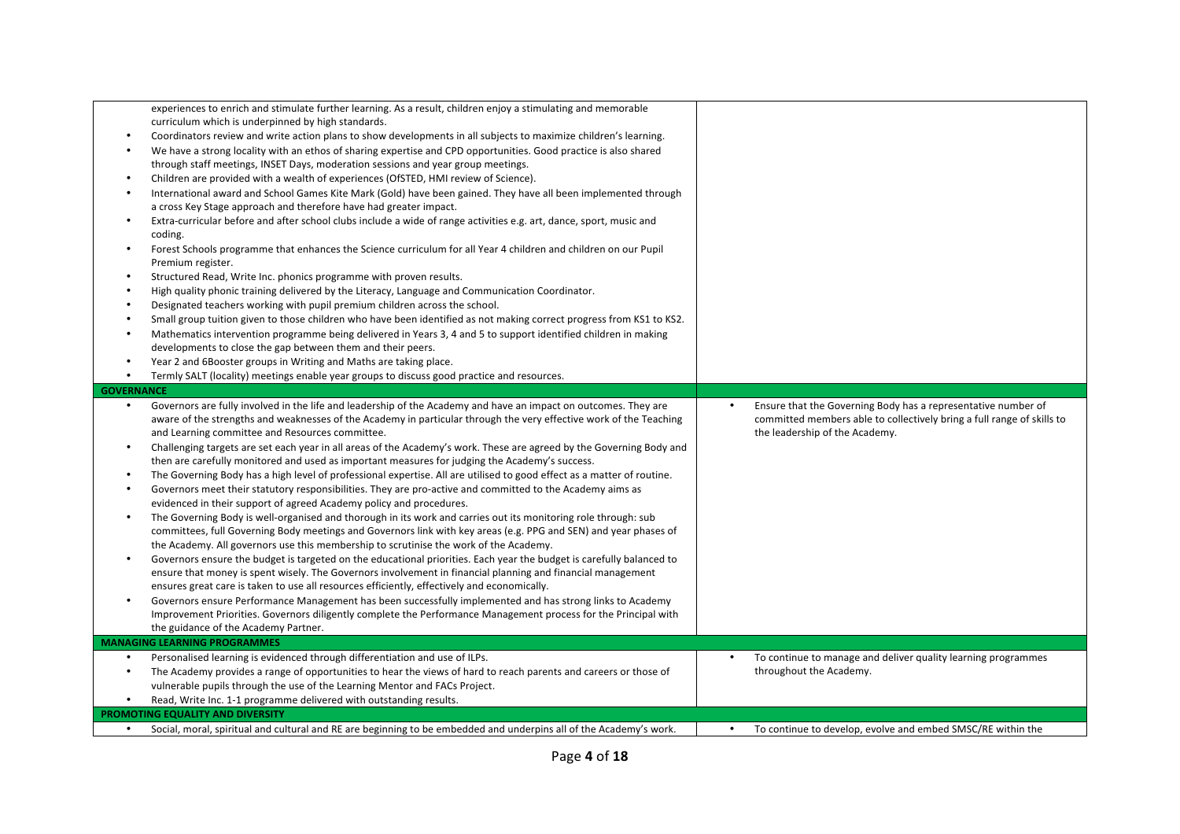| | |
|---|---|
| experiences to enrich and stimulate further learning. As a result, children enjoy a stimulating and memorable curriculum which is underpinned by high standards.<br>• Coordinators review and write action plans to show developments in all subjects to maximize children's learning.<br>• We have a strong locality with an ethos of sharing expertise and CPD opportunities. Good practice is also shared through staff meetings, INSET Days, moderation sessions and year group meetings.<br>• Children are provided with a wealth of experiences (OfSTED, HMI review of Science).<br>• International award and School Games Kite Mark (Gold) have been gained. They have all been implemented through a cross Key Stage approach and therefore have had greater impact.<br>• Extra-curricular before and after school clubs include a wide of range activities e.g. art, dance, sport, music and coding.<br>• Forest Schools programme that enhances the Science curriculum for all Year 4 children and children on our Pupil Premium register.<br>• Structured Read, Write Inc. phonics programme with proven results.<br>• High quality phonic training delivered by the Literacy, Language and Communication Coordinator.<br>• Designated teachers working with pupil premium children across the school.<br>• Small group tuition given to those children who have been identified as not making correct progress from KS1 to KS2.<br>• Mathematics intervention programme being delivered in Years 3, 4 and 5 to support identified children in making developments to close the gap between them and their peers.<br>• Year 2 and 6Booster groups in Writing and Maths are taking place.<br>• Termly SALT (locality) meetings enable year groups to discuss good practice and resources. | |
| **GOVERNANCE** | |
| • Governors are fully involved in the life and leadership of the Academy and have an impact on outcomes. They are aware of the strengths and weaknesses of the Academy in particular through the very effective work of the Teaching and Learning committee and Resources committee.<br>• Challenging targets are set each year in all areas of the Academy's work. These are agreed by the Governing Body and then are carefully monitored and used as important measures for judging the Academy's success.<br>• The Governing Body has a high level of professional expertise. All are utilised to good effect as a matter of routine.<br>• Governors meet their statutory responsibilities. They are pro-active and committed to the Academy aims as evidenced in their support of agreed Academy policy and procedures.<br>• The Governing Body is well-organised and thorough in its work and carries out its monitoring role through: sub committees, full Governing Body meetings and Governors link with key areas (e.g. PPG and SEN) and year phases of the Academy. All governors use this membership to scrutinise the work of the Academy.<br>• Governors ensure the budget is targeted on the educational priorities. Each year the budget is carefully balanced to ensure that money is spent wisely. The Governors involvement in financial planning and financial management ensures great care is taken to use all resources efficiently, effectively and economically.<br>• Governors ensure Performance Management has been successfully implemented and has strong links to Academy Improvement Priorities. Governors diligently complete the Performance Management process for the Principal with the guidance of the Academy Partner. | • Ensure that the Governing Body has a representative number of committed members able to collectively bring a full range of skills to the leadership of the Academy. |
| **MANAGING LEARNING PROGRAMMES** | |
| • Personalised learning is evidenced through differentiation and use of ILPs.<br>• The Academy provides a range of opportunities to hear the views of hard to reach parents and careers or those of vulnerable pupils through the use of the Learning Mentor and FACs Project.<br>• Read, Write Inc. 1-1 programme delivered with outstanding results. | • To continue to manage and deliver quality learning programmes throughout the Academy. |
| **PROMOTING EQUALITY AND DIVERSITY** | |
| • Social, moral, spiritual and cultural and RE are beginning to be embedded and underpins all of the Academy's work. | • To continue to develop, evolve and embed SMSC/RE within the |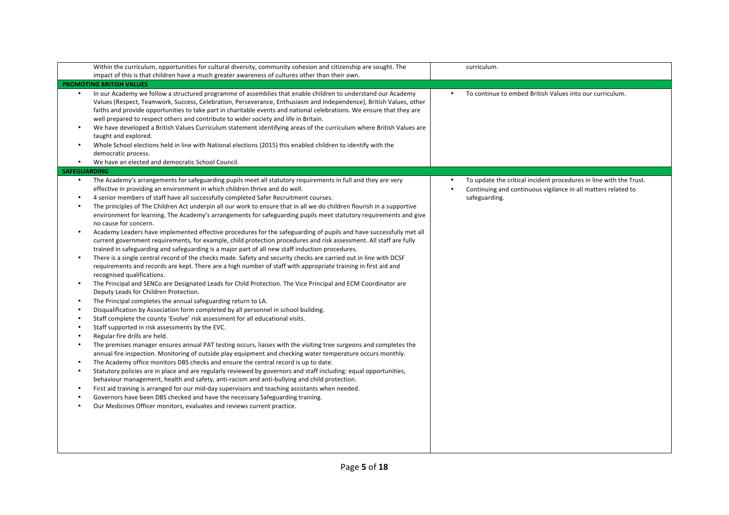| | |
|---|---|
| Within the curriculum, opportunities for cultural diversity, community cohesion and citizenship are sought. The impact of this is that children have a much greater awareness of cultures other than their own. | curriculum. |
| **PROMOTING BRITISH VALUES** | |
| • In our Academy we follow a structured programme of assemblies that enable children to understand our Academy Values (Respect, Teamwork, Success, Celebration, Perseverance, Enthusiasm and Independence), British Values, other faiths and provide opportunities to take part in charitable events and national celebrations. We ensure that they are well prepared to respect others and contribute to wider society and life in Britain.<br>• We have developed a British Values Curriculum statement identifying areas of the curriculum where British Values are taught and explored.<br>• Whole School elections held in line with National elections (2015) this enabled children to identify with the democratic process.<br>• We have an elected and democratic School Council. | • To continue to embed British Values into our curriculum. |
| **SAFEGUARDING** | |
| • The Academy's arrangements for safeguarding pupils meet all statutory requirements in full and they are very effective in providing an environment in which children thrive and do well.<br>• 4 senior members of staff have all successfully completed Safer Recruitment courses.<br>• The principles of The Children Act underpin all our work to ensure that in all we do children flourish in a supportive environment for learning. The Academy's arrangements for safeguarding pupils meet statutory requirements and give no cause for concern.<br>• Academy Leaders have implemented effective procedures for the safeguarding of pupils and have successfully met all current government requirements, for example, child protection procedures and risk assessment. All staff are fully trained in safeguarding and safeguarding is a major part of all new staff induction procedures.<br>• There is a single central record of the checks made. Safety and security checks are carried out in line with DCSF requirements and records are kept. There are a high number of staff with appropriate training in first aid and recognised qualifications.<br>• The Principal and SENCo are Designated Leads for Child Protection. The Vice Principal and ECM Coordinator are Deputy Leads for Children Protection.<br>• The Principal completes the annual safeguarding return to LA.<br>• Disqualification by Association form completed by all personnel in school building.<br>• Staff complete the county 'Evolve' risk assessment for all educational visits.<br>• Staff supported in risk assessments by the EVC.<br>• Regular fire drills are held.<br>• The premises manager ensures annual PAT testing occurs, liaises with the visiting tree surgeons and completes the annual fire inspection. Monitoring of outside play equipment and checking water temperature occurs monthly.<br>• The Academy office monitors DBS checks and ensure the central record is up to date.<br>• Statutory policies are in place and are regularly reviewed by governors and staff including: equal opportunities, behaviour management, health and safety, anti-racism and anti-bullying and child protection.<br>• First aid training is arranged for our mid-day supervisors and teaching assistants when needed.<br>• Governors have been DBS checked and have the necessary Safeguarding training.<br>• Our Medicines Officer monitors, evaluates and reviews current practice. | • To update the critical incident procedures in line with the Trust.<br>• Continuing and continuous vigilance in all matters related to safeguarding. |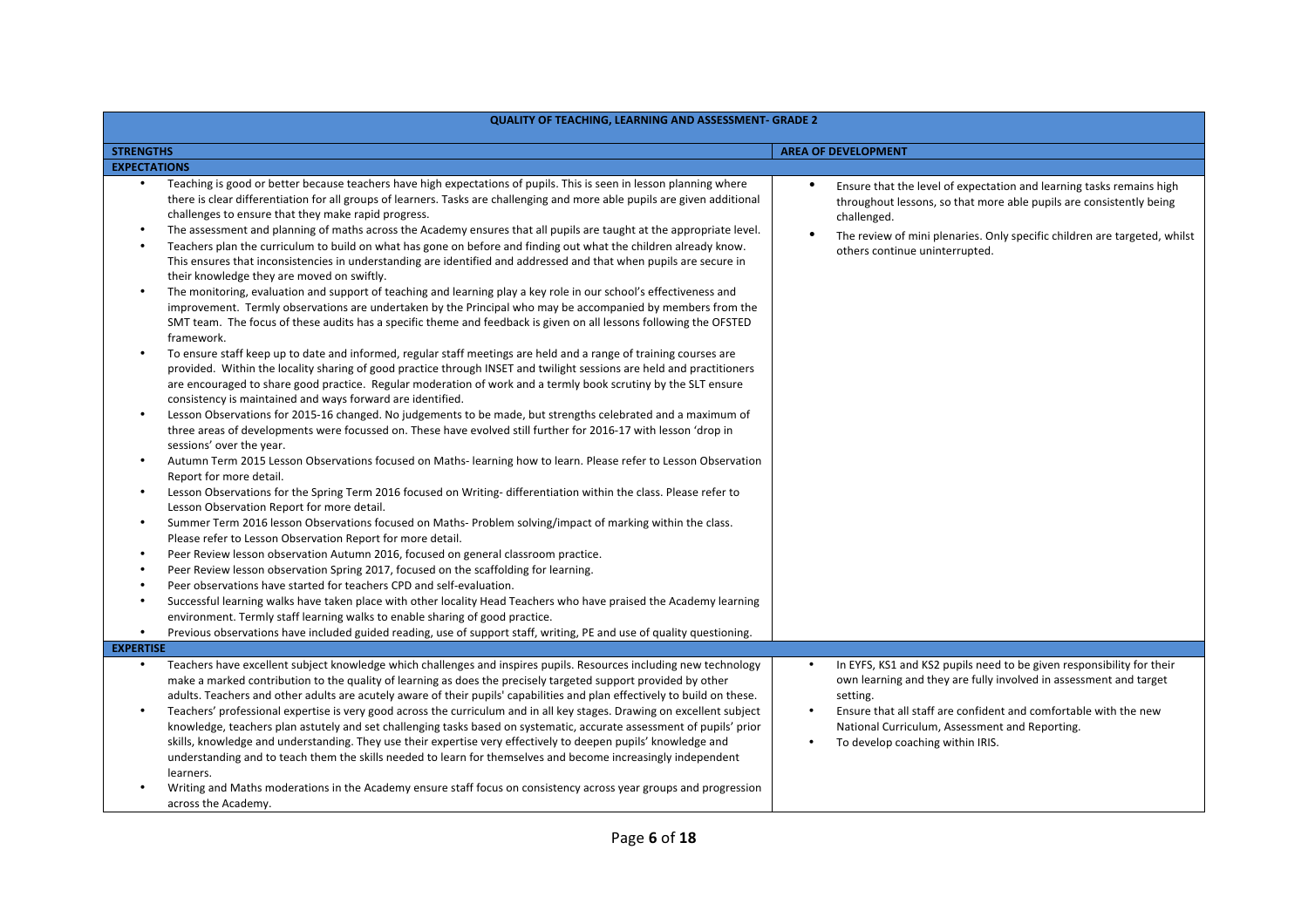| QUALITY OF TEACHING, LEARNING AND ASSESSMENT- GRADE 2 | |
|---|---|
| **STRENGTHS** | **AREA OF DEVELOPMENT** |
| **EXPECTATIONS** | |
| • Teaching is good or better because teachers have high expectations of pupils. This is seen in lesson planning where there is clear differentiation for all groups of learners. Tasks are challenging and more able pupils are given additional challenges to ensure that they make rapid progress.<br>• The assessment and planning of maths across the Academy ensures that all pupils are taught at the appropriate level.<br>• Teachers plan the curriculum to build on what has gone on before and finding out what the children already know. This ensures that inconsistencies in understanding are identified and addressed and that when pupils are secure in their knowledge they are moved on swiftly.<br>• The monitoring, evaluation and support of teaching and learning play a key role in our school's effectiveness and improvement. Termly observations are undertaken by the Principal who may be accompanied by members from the SMT team. The focus of these audits has a specific theme and feedback is given on all lessons following the OFSTED framework.<br>• To ensure staff keep up to date and informed, regular staff meetings are held and a range of training courses are provided. Within the locality sharing of good practice through INSET and twilight sessions are held and practitioners are encouraged to share good practice. Regular moderation of work and a termly book scrutiny by the SLT ensure consistency is maintained and ways forward are identified.<br>• Lesson Observations for 2015-16 changed. No judgements to be made, but strengths celebrated and a maximum of three areas of developments were focussed on. These have evolved still further for 2016-17 with lesson 'drop in sessions' over the year.<br>• Autumn Term 2015 Lesson Observations focused on Maths- learning how to learn. Please refer to Lesson Observation Report for more detail.<br>• Lesson Observations for the Spring Term 2016 focused on Writing- differentiation within the class. Please refer to Lesson Observation Report for more detail.<br>• Summer Term 2016 lesson Observations focused on Maths- Problem solving/impact of marking within the class. Please refer to Lesson Observation Report for more detail.<br>• Peer Review lesson observation Autumn 2016, focused on general classroom practice.<br>• Peer Review lesson observation Spring 2017, focused on the scaffolding for learning.<br>• Peer observations have started for teachers CPD and self-evaluation.<br>• Successful learning walks have taken place with other locality Head Teachers who have praised the Academy learning environment. Termly staff learning walks to enable sharing of good practice.<br>• Previous observations have included guided reading, use of support staff, writing, PE and use of quality questioning. | • Ensure that the level of expectation and learning tasks remains high throughout lessons, so that more able pupils are consistently being challenged.<br>• The review of mini plenaries. Only specific children are targeted, whilst others continue uninterrupted. |
| **EXPERTISE** | |
| • Teachers have excellent subject knowledge which challenges and inspires pupils. Resources including new technology make a marked contribution to the quality of learning as does the precisely targeted support provided by other adults. Teachers and other adults are acutely aware of their pupils' capabilities and plan effectively to build on these.<br>• Teachers' professional expertise is very good across the curriculum and in all key stages. Drawing on excellent subject knowledge, teachers plan astutely and set challenging tasks based on systematic, accurate assessment of pupils' prior skills, knowledge and understanding. They use their expertise very effectively to deepen pupils' knowledge and understanding and to teach them the skills needed to learn for themselves and become increasingly independent learners.<br>• Writing and Maths moderations in the Academy ensure staff focus on consistency across year groups and progression across the Academy. | • In EYFS, KS1 and KS2 pupils need to be given responsibility for their own learning and they are fully involved in assessment and target setting.<br>• Ensure that all staff are confident and comfortable with the new National Curriculum, Assessment and Reporting.<br>• To develop coaching within IRIS. |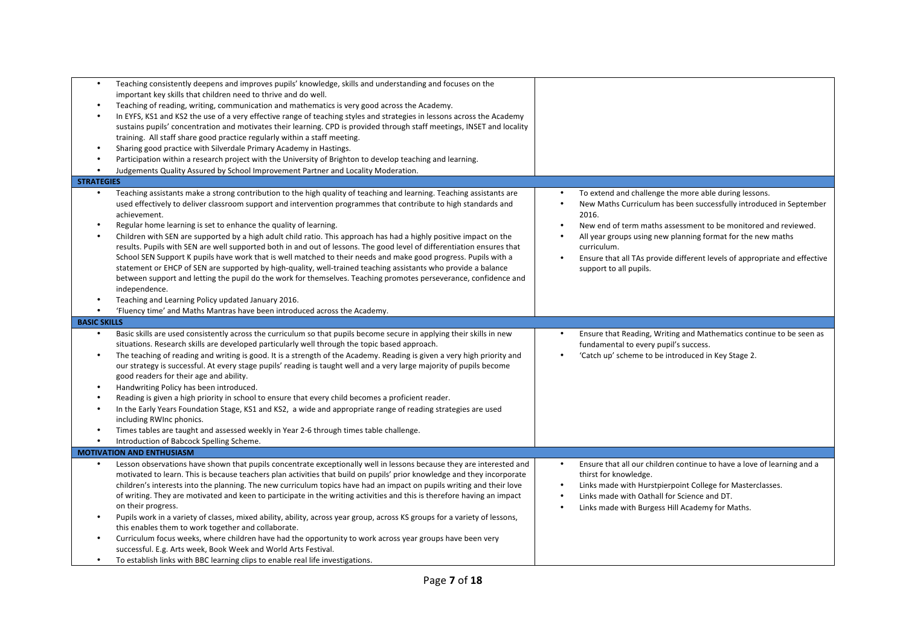| | |
|---|---|
| • Teaching consistently deepens and improves pupils' knowledge, skills and understanding and focuses on the important key skills that children need to thrive and do well.<br>• Teaching of reading, writing, communication and mathematics is very good across the Academy.<br>• In EYFS, KS1 and KS2 the use of a very effective range of teaching styles and strategies in lessons across the Academy sustains pupils' concentration and motivates their learning. CPD is provided through staff meetings, INSET and locality training. All staff share good practice regularly within a staff meeting.<br>• Sharing good practice with Silverdale Primary Academy in Hastings.<br>• Participation within a research project with the University of Brighton to develop teaching and learning.<br>• Judgements Quality Assured by School Improvement Partner and Locality Moderation. | |
| **STRATEGIES** | |
| • Teaching assistants make a strong contribution to the high quality of teaching and learning. Teaching assistants are used effectively to deliver classroom support and intervention programmes that contribute to high standards and achievement.<br>• Regular home learning is set to enhance the quality of learning.<br>• Children with SEN are supported by a high adult child ratio. This approach has had a highly positive impact on the results. Pupils with SEN are well supported both in and out of lessons. The good level of differentiation ensures that School SEN Support K pupils have work that is well matched to their needs and make good progress. Pupils with a statement or EHCP of SEN are supported by high-quality, well-trained teaching assistants who provide a balance between support and letting the pupil do the work for themselves. Teaching promotes perseverance, confidence and independence.<br>• Teaching and Learning Policy updated January 2016.<br>• 'Fluency time' and Maths Mantras have been introduced across the Academy. | • To extend and challenge the more able during lessons.<br>• New Maths Curriculum has been successfully introduced in September 2016.<br>• New end of term maths assessment to be monitored and reviewed.<br>• All year groups using new planning format for the new maths curriculum.<br>• Ensure that all TAs provide different levels of appropriate and effective support to all pupils. |
| **BASIC SKILLS** | |
| • Basic skills are used consistently across the curriculum so that pupils become secure in applying their skills in new situations. Research skills are developed particularly well through the topic based approach.<br>• The teaching of reading and writing is good. It is a strength of the Academy. Reading is given a very high priority and our strategy is successful. At every stage pupils' reading is taught well and a very large majority of pupils become good readers for their age and ability.<br>• Handwriting Policy has been introduced.<br>• Reading is given a high priority in school to ensure that every child becomes a proficient reader.<br>• In the Early Years Foundation Stage, KS1 and KS2, a wide and appropriate range of reading strategies are used including RWInc phonics.<br>• Times tables are taught and assessed weekly in Year 2-6 through times table challenge.<br>• Introduction of Babcock Spelling Scheme. | • Ensure that Reading, Writing and Mathematics continue to be seen as fundamental to every pupil's success.<br>• 'Catch up' scheme to be introduced in Key Stage 2. |
| **MOTIVATION AND ENTHUSIASM** | |
| • Lesson observations have shown that pupils concentrate exceptionally well in lessons because they are interested and motivated to learn. This is because teachers plan activities that build on pupils' prior knowledge and they incorporate children's interests into the planning. The new curriculum topics have had an impact on pupils writing and their love of writing. They are motivated and keen to participate in the writing activities and this is therefore having an impact on their progress.<br>• Pupils work in a variety of classes, mixed ability, ability, across year group, across KS groups for a variety of lessons, this enables them to work together and collaborate.<br>• Curriculum focus weeks, where children have had the opportunity to work across year groups have been very successful. E.g. Arts week, Book Week and World Arts Festival.<br>• To establish links with BBC learning clips to enable real life investigations. | • Ensure that all our children continue to have a love of learning and a thirst for knowledge.<br>• Links made with Hurstpierpoint College for Masterclasses.<br>• Links made with Oathall for Science and DT.<br>• Links made with Burgess Hill Academy for Maths. |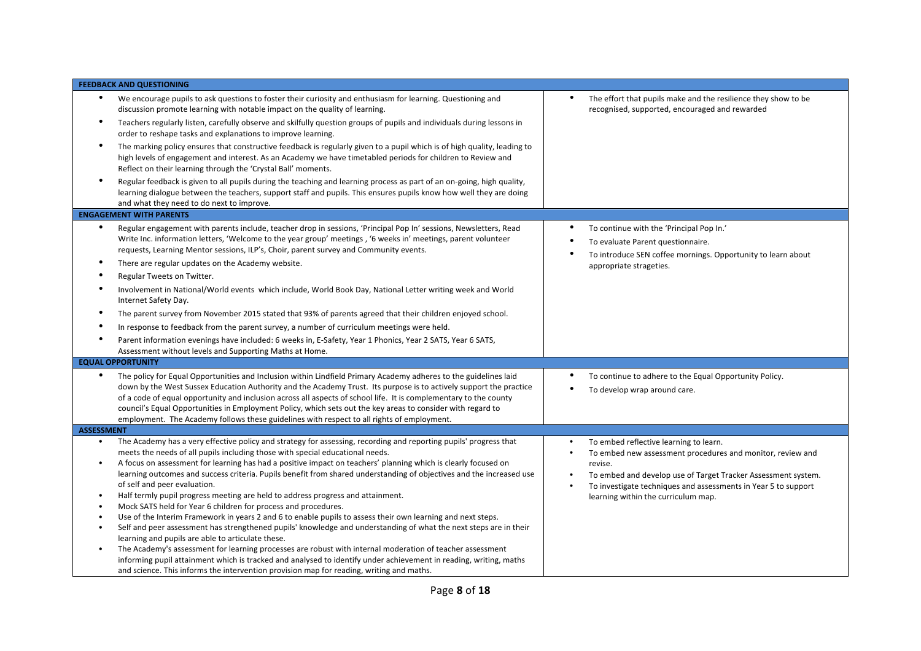| FEEDBACK AND QUESTIONING | |
|---|---|
| • We encourage pupils to ask questions to foster their curiosity and enthusiasm for learning. Questioning and discussion promote learning with notable impact on the quality of learning.<br>• Teachers regularly listen, carefully observe and skilfully question groups of pupils and individuals during lessons in order to reshape tasks and explanations to improve learning.<br>• The marking policy ensures that constructive feedback is regularly given to a pupil which is of high quality, leading to high levels of engagement and interest. As an Academy we have timetabled periods for children to Review and Reflect on their learning through the 'Crystal Ball' moments.<br>• Regular feedback is given to all pupils during the teaching and learning process as part of an on-going, high quality, learning dialogue between the teachers, support staff and pupils. This ensures pupils know how well they are doing and what they need to do next to improve. | • The effort that pupils make and the resilience they show to be recognised, supported, encouraged and rewarded |
| **ENGAGEMENT WITH PARENTS** | |
| • Regular engagement with parents include, teacher drop in sessions, 'Principal Pop In' sessions, Newsletters, Read Write Inc. information letters, 'Welcome to the year group' meetings , '6 weeks in' meetings, parent volunteer requests, Learning Mentor sessions, ILP's, Choir, parent survey and Community events.<br>• There are regular updates on the Academy website.<br>• Regular Tweets on Twitter.<br>• Involvement in National/World events which include, World Book Day, National Letter writing week and World Internet Safety Day.<br>• The parent survey from November 2015 stated that 93% of parents agreed that their children enjoyed school.<br>• In response to feedback from the parent survey, a number of curriculum meetings were held.<br>• Parent information evenings have included: 6 weeks in, E-Safety, Year 1 Phonics, Year 2 SATS, Year 6 SATS, Assessment without levels and Supporting Maths at Home. | • To continue with the 'Principal Pop In.'<br>• To evaluate Parent questionnaire.<br>• To introduce SEN coffee mornings. Opportunity to learn about appropriate strageties. |
| **EQUAL OPPORTUNITY** | |
| • The policy for Equal Opportunities and Inclusion within Lindfield Primary Academy adheres to the guidelines laid down by the West Sussex Education Authority and the Academy Trust. Its purpose is to actively support the practice of a code of equal opportunity and inclusion across all aspects of school life. It is complementary to the county council's Equal Opportunities in Employment Policy, which sets out the key areas to consider with regard to employment. The Academy follows these guidelines with respect to all rights of employment. | • To continue to adhere to the Equal Opportunity Policy.<br>• To develop wrap around care. |
| **ASSESSMENT** | |
| • The Academy has a very effective policy and strategy for assessing, recording and reporting pupils' progress that meets the needs of all pupils including those with special educational needs.<br>• A focus on assessment for learning has had a positive impact on teachers' planning which is clearly focused on learning outcomes and success criteria. Pupils benefit from shared understanding of objectives and the increased use of self and peer evaluation.<br>• Half termly pupil progress meeting are held to address progress and attainment.<br>• Mock SATS held for Year 6 children for process and procedures.<br>• Use of the Interim Framework in years 2 and 6 to enable pupils to assess their own learning and next steps.<br>• Self and peer assessment has strengthened pupils' knowledge and understanding of what the next steps are in their learning and pupils are able to articulate these.<br>• The Academy's assessment for learning processes are robust with internal moderation of teacher assessment informing pupil attainment which is tracked and analysed to identify under achievement in reading, writing, maths and science. This informs the intervention provision map for reading, writing and maths. | • To embed reflective learning to learn.<br>• To embed new assessment procedures and monitor, review and revise.<br>• To embed and develop use of Target Tracker Assessment system.<br>• To investigate techniques and assessments in Year 5 to support learning within the curriculum map. |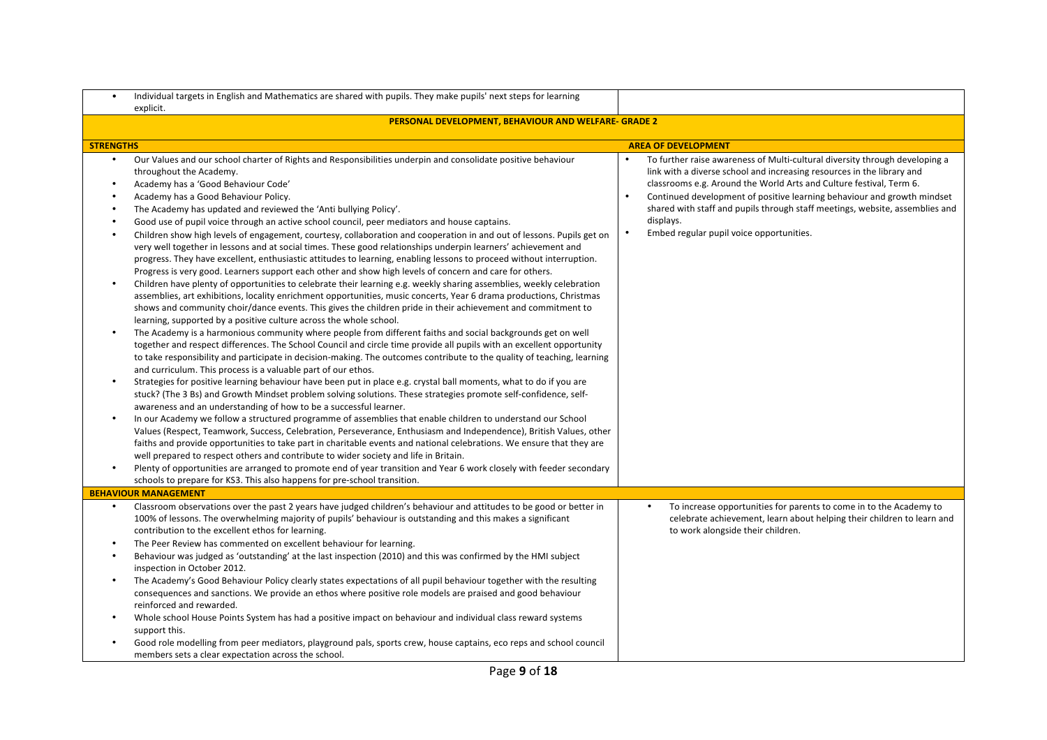| | |
|---|---|
| • Individual targets in English and Mathematics are shared with pupils. They make pupils' next steps for learning explicit. | |
| **PERSONAL DEVELOPMENT, BEHAVIOUR AND WELFARE- GRADE 2** | |
| **STRENGTHS** | **AREA OF DEVELOPMENT** |
| • Our Values and our school charter of Rights and Responsibilities underpin and consolidate positive behaviour throughout the Academy.<br>• Academy has a 'Good Behaviour Code'<br>• Academy has a Good Behaviour Policy.<br>• The Academy has updated and reviewed the 'Anti bullying Policy'.<br>• Good use of pupil voice through an active school council, peer mediators and house captains.<br>• Children show high levels of engagement, courtesy, collaboration and cooperation in and out of lessons. Pupils get on very well together in lessons and at social times. These good relationships underpin learners' achievement and progress. They have excellent, enthusiastic attitudes to learning, enabling lessons to proceed without interruption. Progress is very good. Learners support each other and show high levels of concern and care for others.<br>• Children have plenty of opportunities to celebrate their learning e.g. weekly sharing assemblies, weekly celebration assemblies, art exhibitions, locality enrichment opportunities, music concerts, Year 6 drama productions, Christmas shows and community choir/dance events. This gives the children pride in their achievement and commitment to learning, supported by a positive culture across the whole school.<br>• The Academy is a harmonious community where people from different faiths and social backgrounds get on well together and respect differences. The School Council and circle time provide all pupils with an excellent opportunity to take responsibility and participate in decision-making. The outcomes contribute to the quality of teaching, learning and curriculum. This process is a valuable part of our ethos.<br>• Strategies for positive learning behaviour have been put in place e.g. crystal ball moments, what to do if you are stuck? (The 3 Bs) and Growth Mindset problem solving solutions. These strategies promote self-confidence, self-awareness and an understanding of how to be a successful learner.<br>• In our Academy we follow a structured programme of assemblies that enable children to understand our School Values (Respect, Teamwork, Success, Celebration, Perseverance, Enthusiasm and Independence), British Values, other faiths and provide opportunities to take part in charitable events and national celebrations. We ensure that they are well prepared to respect others and contribute to wider society and life in Britain.<br>• Plenty of opportunities are arranged to promote end of year transition and Year 6 work closely with feeder secondary schools to prepare for KS3. This also happens for pre-school transition. | • To further raise awareness of Multi-cultural diversity through developing a link with a diverse school and increasing resources in the library and classrooms e.g. Around the World Arts and Culture festival, Term 6.<br>• Continued development of positive learning behaviour and growth mindset shared with staff and pupils through staff meetings, website, assemblies and displays.<br>• Embed regular pupil voice opportunities. |
| **BEHAVIOUR MANAGEMENT** | |
| • Classroom observations over the past 2 years have judged children's behaviour and attitudes to be good or better in 100% of lessons. The overwhelming majority of pupils' behaviour is outstanding and this makes a significant contribution to the excellent ethos for learning.<br>• The Peer Review has commented on excellent behaviour for learning.<br>• Behaviour was judged as 'outstanding' at the last inspection (2010) and this was confirmed by the HMI subject inspection in October 2012.<br>• The Academy's Good Behaviour Policy clearly states expectations of all pupil behaviour together with the resulting consequences and sanctions. We provide an ethos where positive role models are praised and good behaviour reinforced and rewarded.<br>• Whole school House Points System has had a positive impact on behaviour and individual class reward systems support this.<br>• Good role modelling from peer mediators, playground pals, sports crew, house captains, eco reps and school council members sets a clear expectation across the school. | • To increase opportunities for parents to come in to the Academy to celebrate achievement, learn about helping their children to learn and to work alongside their children. |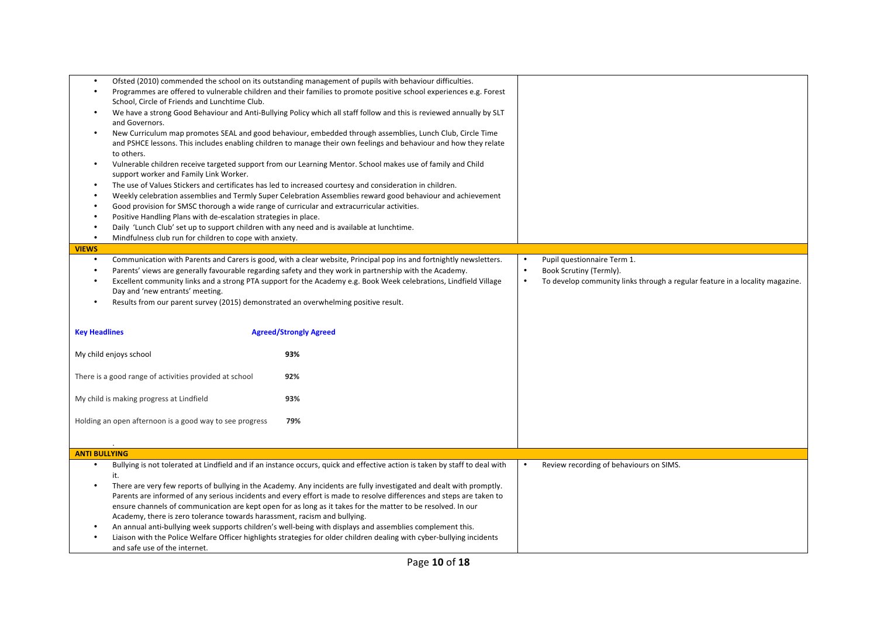| | |
|---|---|
| • Ofsted (2010) commended the school on its outstanding management of pupils with behaviour difficulties.<br>• Programmes are offered to vulnerable children and their families to promote positive school experiences e.g. Forest School, Circle of Friends and Lunchtime Club.<br>• We have a strong Good Behaviour and Anti-Bullying Policy which all staff follow and this is reviewed annually by SLT and Governors.<br>• New Curriculum map promotes SEAL and good behaviour, embedded through assemblies, Lunch Club, Circle Time and PSHCE lessons. This includes enabling children to manage their own feelings and behaviour and how they relate to others.<br>• Vulnerable children receive targeted support from our Learning Mentor. School makes use of family and Child support worker and Family Link Worker.<br>• The use of Values Stickers and certificates has led to increased courtesy and consideration in children.<br>• Weekly celebration assemblies and Termly Super Celebration Assemblies reward good behaviour and achievement<br>• Good provision for SMSC thorough a wide range of curricular and extracurricular activities.<br>• Positive Handling Plans with de-escalation strategies in place.<br>• Daily 'Lunch Club' set up to support children with any need and is available at lunchtime.<br>• Mindfulness club run for children to cope with anxiety. | |
| **VIEWS** | |
| • Communication with Parents and Carers is good, with a clear website, Principal pop ins and fortnightly newsletters.<br>• Parents' views are generally favourable regarding safety and they work in partnership with the Academy.<br>• Excellent community links and a strong PTA support for the Academy e.g. Book Week celebrations, Lindfield Village Day and 'new entrants' meeting.<br>• Results from our parent survey (2015) demonstrated an overwhelming positive result.<br><br>**Key Headlines** — **Agreed/Strongly Agreed**<br>My child enjoys school — **93%**<br>There is a good range of activities provided at school — **92%**<br>My child is making progress at Lindfield — **93%**<br>Holding an open afternoon is a good way to see progress — **79%** | • Pupil questionnaire Term 1.<br>• Book Scrutiny (Termly).<br>• To develop community links through a regular feature in a locality magazine. |
| **ANTI BULLYING** | |
| • Bullying is not tolerated at Lindfield and if an instance occurs, quick and effective action is taken by staff to deal with it.<br>• There are very few reports of bullying in the Academy. Any incidents are fully investigated and dealt with promptly. Parents are informed of any serious incidents and every effort is made to resolve differences and steps are taken to ensure channels of communication are kept open for as long as it takes for the matter to be resolved. In our Academy, there is zero tolerance towards harassment, racism and bullying.<br>• An annual anti-bullying week supports children's well-being with displays and assemblies complement this.<br>• Liaison with the Police Welfare Officer highlights strategies for older children dealing with cyber-bullying incidents and safe use of the internet. | • Review recording of behaviours on SIMS. |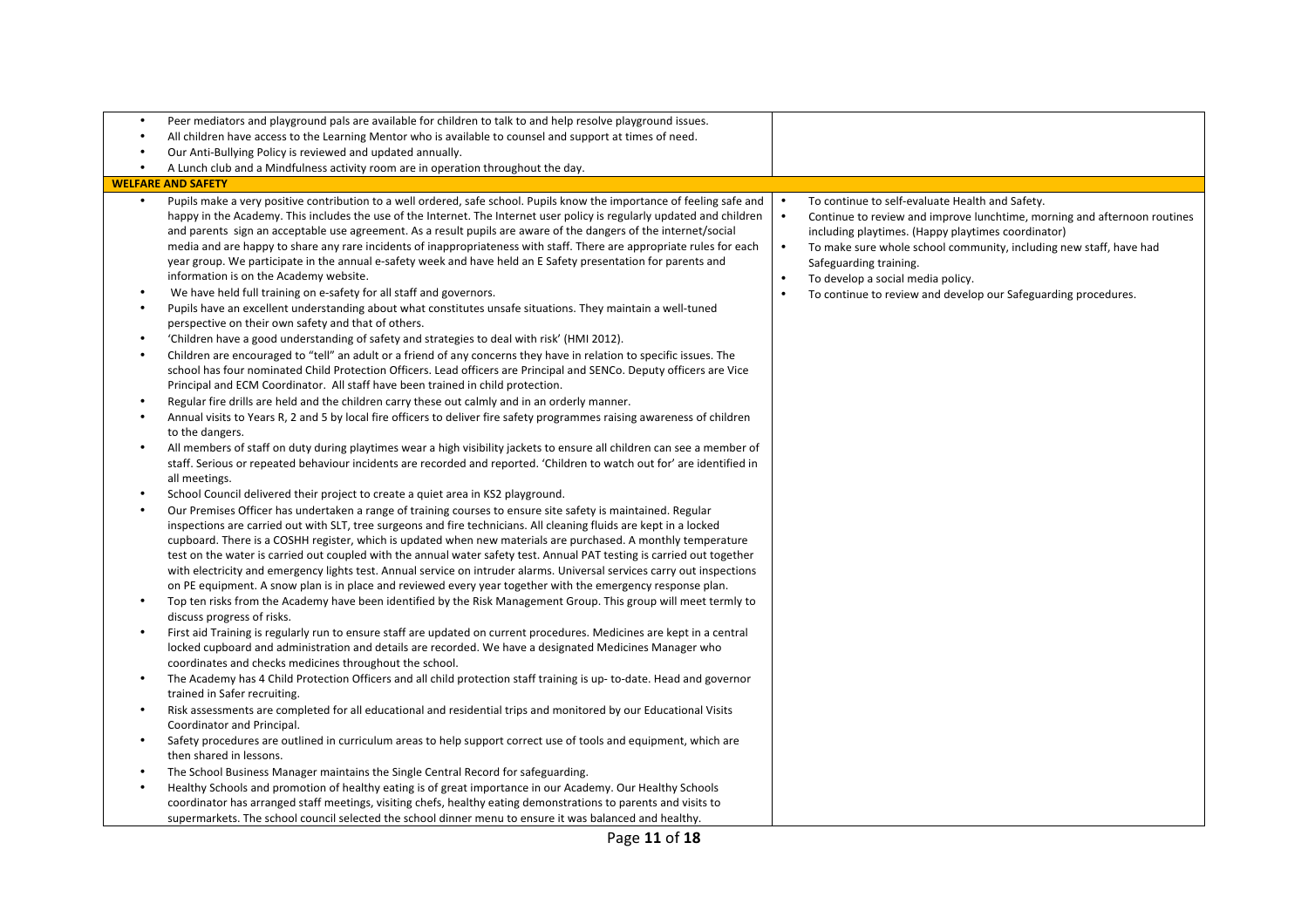| | |
|---|---|
| • Peer mediators and playground pals are available for children to talk to and help resolve playground issues.<br>• All children have access to the Learning Mentor who is available to counsel and support at times of need.<br>• Our Anti-Bullying Policy is reviewed and updated annually.<br>• A Lunch club and a Mindfulness activity room are in operation throughout the day. | |
| **WELFARE AND SAFETY** | |
| • Pupils make a very positive contribution to a well ordered, safe school. Pupils know the importance of feeling safe and happy in the Academy. This includes the use of the Internet. The Internet user policy is regularly updated and children and parents sign an acceptable use agreement. As a result pupils are aware of the dangers of the internet/social media and are happy to share any rare incidents of inappropriateness with staff. There are appropriate rules for each year group. We participate in the annual e-safety week and have held an E Safety presentation for parents and information is on the Academy website.<br>• We have held full training on e-safety for all staff and governors.<br>• Pupils have an excellent understanding about what constitutes unsafe situations. They maintain a well-tuned perspective on their own safety and that of others.<br>• 'Children have a good understanding of safety and strategies to deal with risk' (HMI 2012).<br>• Children are encouraged to "tell" an adult or a friend of any concerns they have in relation to specific issues. The school has four nominated Child Protection Officers. Lead officers are Principal and SENCo. Deputy officers are Vice Principal and ECM Coordinator. All staff have been trained in child protection.<br>• Regular fire drills are held and the children carry these out calmly and in an orderly manner.<br>• Annual visits to Years R, 2 and 5 by local fire officers to deliver fire safety programmes raising awareness of children to the dangers.<br>• All members of staff on duty during playtimes wear a high visibility jackets to ensure all children can see a member of staff. Serious or repeated behaviour incidents are recorded and reported. 'Children to watch out for' are identified in all meetings.<br>• School Council delivered their project to create a quiet area in KS2 playground.<br>• Our Premises Officer has undertaken a range of training courses to ensure site safety is maintained. Regular inspections are carried out with SLT, tree surgeons and fire technicians. All cleaning fluids are kept in a locked cupboard. There is a COSHH register, which is updated when new materials are purchased. A monthly temperature test on the water is carried out coupled with the annual water safety test. Annual PAT testing is carried out together with electricity and emergency lights test. Annual service on intruder alarms. Universal services carry out inspections on PE equipment. A snow plan is in place and reviewed every year together with the emergency response plan.<br>• Top ten risks from the Academy have been identified by the Risk Management Group. This group will meet termly to discuss progress of risks.<br>• First aid Training is regularly run to ensure staff are updated on current procedures. Medicines are kept in a central locked cupboard and administration and details are recorded. We have a designated Medicines Manager who coordinates and checks medicines throughout the school.<br>• The Academy has 4 Child Protection Officers and all child protection staff training is up- to-date. Head and governor trained in Safer recruiting.<br>• Risk assessments are completed for all educational and residential trips and monitored by our Educational Visits Coordinator and Principal.<br>• Safety procedures are outlined in curriculum areas to help support correct use of tools and equipment, which are then shared in lessons.<br>• The School Business Manager maintains the Single Central Record for safeguarding.<br>• Healthy Schools and promotion of healthy eating is of great importance in our Academy. Our Healthy Schools coordinator has arranged staff meetings, visiting chefs, healthy eating demonstrations to parents and visits to supermarkets. The school council selected the school dinner menu to ensure it was balanced and healthy. | • To continue to self-evaluate Health and Safety.<br>• Continue to review and improve lunchtime, morning and afternoon routines including playtimes. (Happy playtimes coordinator)<br>• To make sure whole school community, including new staff, have had Safeguarding training.<br>• To develop a social media policy.<br>• To continue to review and develop our Safeguarding procedures. |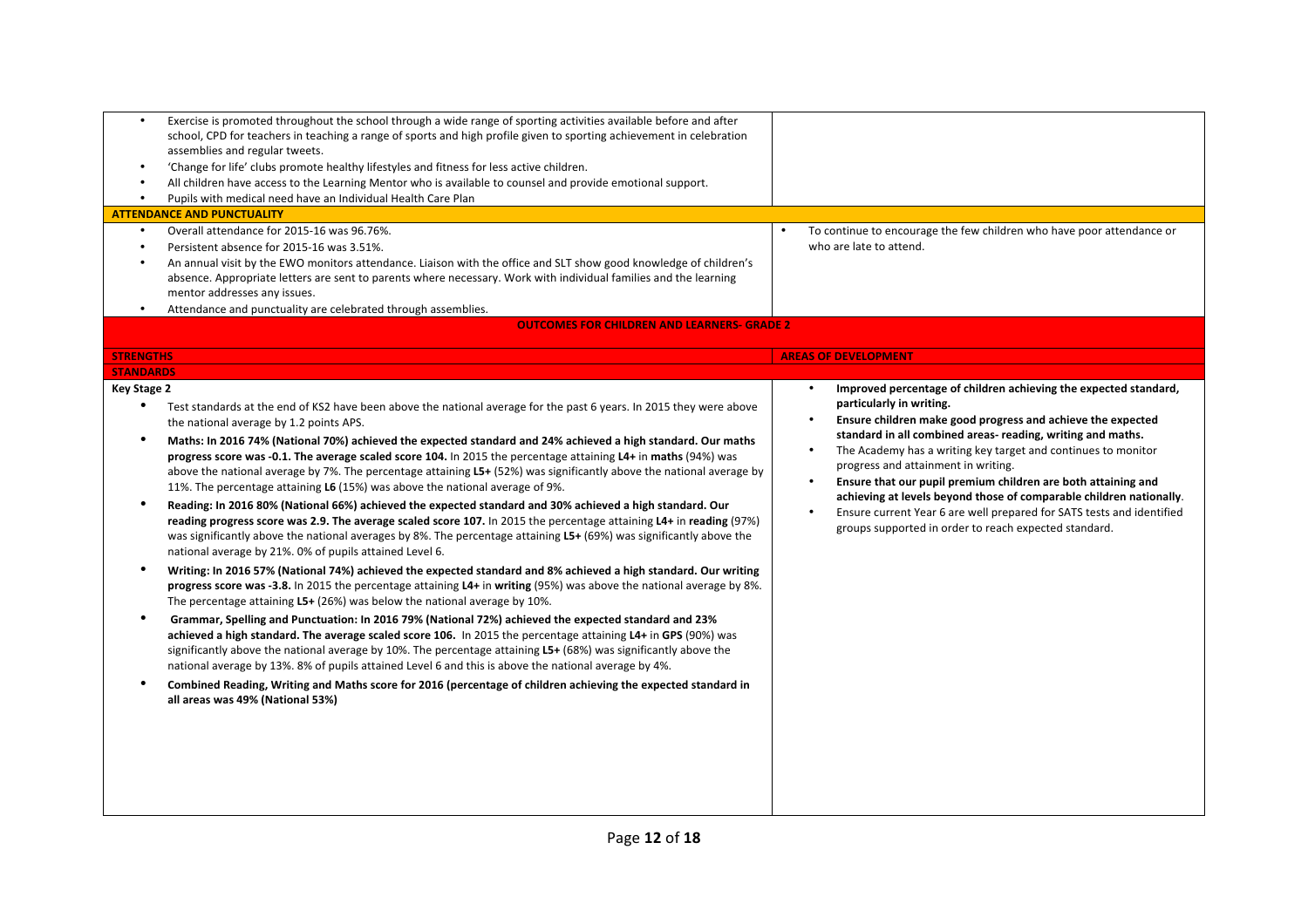| | |
|---|---|
| • Exercise is promoted throughout the school through a wide range of sporting activities available before and after school, CPD for teachers in teaching a range of sports and high profile given to sporting achievement in celebration assemblies and regular tweets.<br>• 'Change for life' clubs promote healthy lifestyles and fitness for less active children.<br>• All children have access to the Learning Mentor who is available to counsel and provide emotional support.<br>• Pupils with medical need have an Individual Health Care Plan | |
| **ATTENDANCE AND PUNCTUALITY** | |
| • Overall attendance for 2015-16 was 96.76%.<br>• Persistent absence for 2015-16 was 3.51%.<br>• An annual visit by the EWO monitors attendance. Liaison with the office and SLT show good knowledge of children's absence. Appropriate letters are sent to parents where necessary. Work with individual families and the learning mentor addresses any issues.<br>• Attendance and punctuality are celebrated through assemblies. | • To continue to encourage the few children who have poor attendance or who are late to attend. |

## OUTCOMES FOR CHILDREN AND LEARNERS- GRADE 2

| STRENGTHS | AREAS OF DEVELOPMENT |
|---|---|
| **STANDARDS** | |
| **Key Stage 2**<br>• Test standards at the end of KS2 have been above the national average for the past 6 years. In 2015 they were above the national average by 1.2 points APS.<br>• **Maths: In 2016 74% (National 70%) achieved the expected standard and 24% achieved a high standard. Our maths progress score was -0.1. The average scaled score 104.** In 2015 the percentage attaining **L4+** in **maths** (94%) was above the national average by 7%. The percentage attaining **L5+** (52%) was significantly above the national average by 11%. The percentage attaining **L6** (15%) was above the national average of 9%.<br>• **Reading: In 2016 80% (National 66%) achieved the expected standard and 30% achieved a high standard. Our reading progress score was 2.9. The average scaled score 107.** In 2015 the percentage attaining **L4+** in **reading** (97%) was significantly above the national averages by 8%. The percentage attaining **L5+** (69%) was significantly above the national average by 21%. 0% of pupils attained Level 6.<br>• **Writing: In 2016 57% (National 74%) achieved the expected standard and 8% achieved a high standard. Our writing progress score was -3.8.** In 2015 the percentage attaining **L4+** in **writing** (95%) was above the national average by 8%. The percentage attaining **L5+** (26%) was below the national average by 10%.<br>• **Grammar, Spelling and Punctuation: In 2016 79% (National 72%) achieved the expected standard and 23% achieved a high standard. The average scaled score 106.** In 2015 the percentage attaining **L4+** in **GPS** (90%) was significantly above the national average by 10%. The percentage attaining **L5+** (68%) was significantly above the national average by 13%. 8% of pupils attained Level 6 and this is above the national average by 4%.<br>• **Combined Reading, Writing and Maths score for 2016 (percentage of children achieving the expected standard in all areas was 49% (National 53%)** | • **Improved percentage of children achieving the expected standard, particularly in writing.**<br>• **Ensure children make good progress and achieve the expected standard in all combined areas- reading, writing and maths.**<br>• The Academy has a writing key target and continues to monitor progress and attainment in writing.<br>• **Ensure that our pupil premium children are both attaining and achieving at levels beyond those of comparable children nationally**.<br>• Ensure current Year 6 are well prepared for SATS tests and identified groups supported in order to reach expected standard. |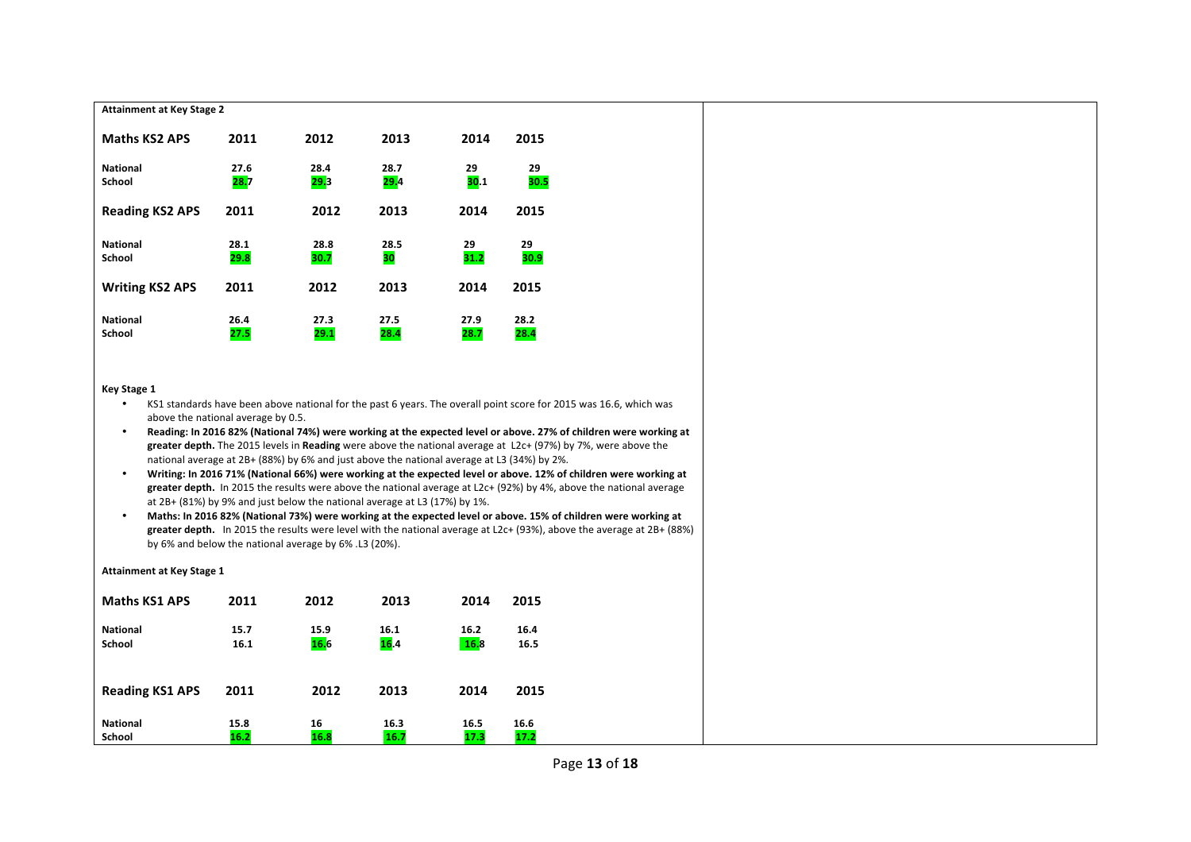**Attainment at Key Stage 2**

| Maths KS2 APS | 2011 | 2012 | 2013 | 2014 | 2015 |
|---|---|---|---|---|---|
| National | 27.6 | 28.4 | 28.7 | 29 | 29 |
| School | 28.7 | 29.3 | 29.4 | 30.1 | 30.5 |

| Reading KS2 APS | 2011 | 2012 | 2013 | 2014 | 2015 |
|---|---|---|---|---|---|
| National | 28.1 | 28.8 | 28.5 | 29 | 29 |
| School | 29.8 | 30.7 | 30 | 31.2 | 30.9 |

| Writing KS2 APS | 2011 | 2012 | 2013 | 2014 | 2015 |
|---|---|---|---|---|---|
| National | 26.4 | 27.3 | 27.5 | 27.9 | 28.2 |
| School | 27.5 | 29.1 | 28.4 | 28.7 | 28.4 |

**Key Stage 1**

- KS1 standards have been above national for the past 6 years. The overall point score for 2015 was 16.6, which was above the national average by 0.5.
- **Reading: In 2016 82% (National 74%) were working at the expected level or above. 27% of children were working at greater depth.** The 2015 levels in **Reading** were above the national average at L2c+ (97%) by 7%, were above the national average at 2B+ (88%) by 6% and just above the national average at L3 (34%) by 2%.
- **Writing: In 2016 71% (National 66%) were working at the expected level or above. 12% of children were working at greater depth.** In 2015 the results were above the national average at L2c+ (92%) by 4%, above the national average at 2B+ (81%) by 9% and just below the national average at L3 (17%) by 1%.
- **Maths: In 2016 82% (National 73%) were working at the expected level or above. 15% of children were working at greater depth.** In 2015 the results were level with the national average at L2c+ (93%), above the average at 2B+ (88%) by 6% and below the national average by 6% .L3 (20%).

**Attainment at Key Stage 1**

| Maths KS1 APS | 2011 | 2012 | 2013 | 2014 | 2015 |
|---|---|---|---|---|---|
| National | 15.7 | 15.9 | 16.1 | 16.2 | 16.4 |
| School | 16.1 | 16.6 | 16.4 | 16.8 | 16.5 |

| Reading KS1 APS | 2011 | 2012 | 2013 | 2014 | 2015 |
|---|---|---|---|---|---|
| National | 15.8 | 16 | 16.3 | 16.5 | 16.6 |
| School | 16.2 | 16.8 | 16.7 | 17.3 | 17.2 |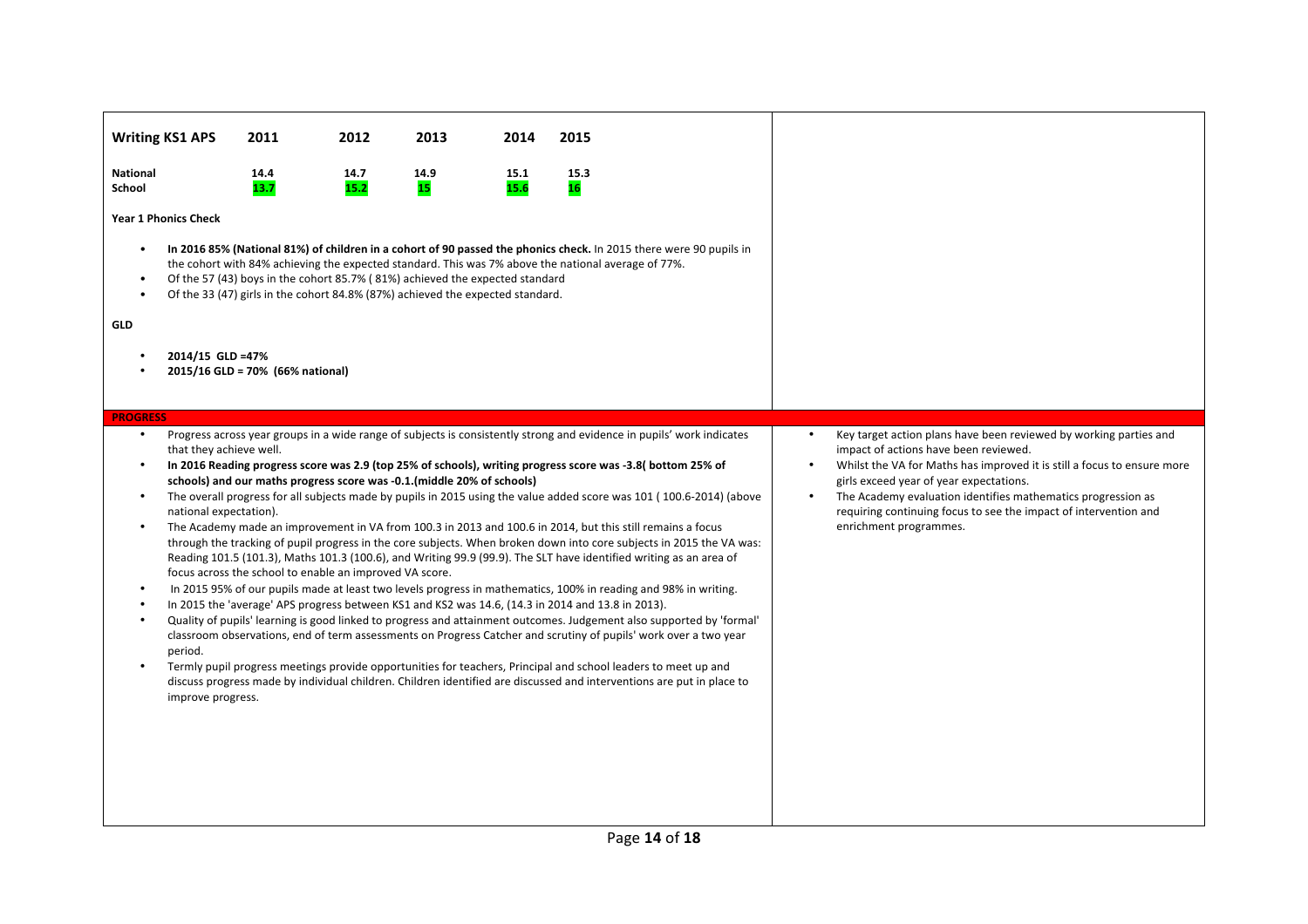| Writing KS1 APS | 2011 | 2012 | 2013 | 2014 | 2015 |
|---|---|---|---|---|---|
| National | 14.4 | 14.7 | 14.9 | 15.1 | 15.3 |
| School | 13.7 | 15.2 | 15 | 15.6 | 16 |

**Year 1 Phonics Check**

- **In 2016 85% (National 81%) of children in a cohort of 90 passed the phonics check.** In 2015 there were 90 pupils in the cohort with 84% achieving the expected standard. This was 7% above the national average of 77%.
- Of the 57 (43) boys in the cohort 85.7% ( 81%) achieved the expected standard
- Of the 33 (47) girls in the cohort 84.8% (87%) achieved the expected standard.

**GLD**

- **2014/15 GLD =47%**
- **2015/16 GLD = 70% (66% national)**

**PROGRESS**

- Progress across year groups in a wide range of subjects is consistently strong and evidence in pupils' work indicates that they achieve well.
- **In 2016 Reading progress score was 2.9 (top 25% of schools), writing progress score was -3.8( bottom 25% of schools) and our maths progress score was -0.1.(middle 20% of schools)**
- The overall progress for all subjects made by pupils in 2015 using the value added score was 101 ( 100.6-2014) (above national expectation).
- The Academy made an improvement in VA from 100.3 in 2013 and 100.6 in 2014, but this still remains a focus through the tracking of pupil progress in the core subjects. When broken down into core subjects in 2015 the VA was: Reading 101.5 (101.3), Maths 101.3 (100.6), and Writing 99.9 (99.9). The SLT have identified writing as an area of focus across the school to enable an improved VA score.
- In 2015 95% of our pupils made at least two levels progress in mathematics, 100% in reading and 98% in writing.
- In 2015 the 'average' APS progress between KS1 and KS2 was 14.6, (14.3 in 2014 and 13.8 in 2013).
- Quality of pupils' learning is good linked to progress and attainment outcomes. Judgement also supported by 'formal' classroom observations, end of term assessments on Progress Catcher and scrutiny of pupils' work over a two year period.
- Termly pupil progress meetings provide opportunities for teachers, Principal and school leaders to meet up and discuss progress made by individual children. Children identified are discussed and interventions are put in place to improve progress.

- Key target action plans have been reviewed by working parties and impact of actions have been reviewed.
- Whilst the VA for Maths has improved it is still a focus to ensure more girls exceed year of year expectations.
- The Academy evaluation identifies mathematics progression as requiring continuing focus to see the impact of intervention and enrichment programmes.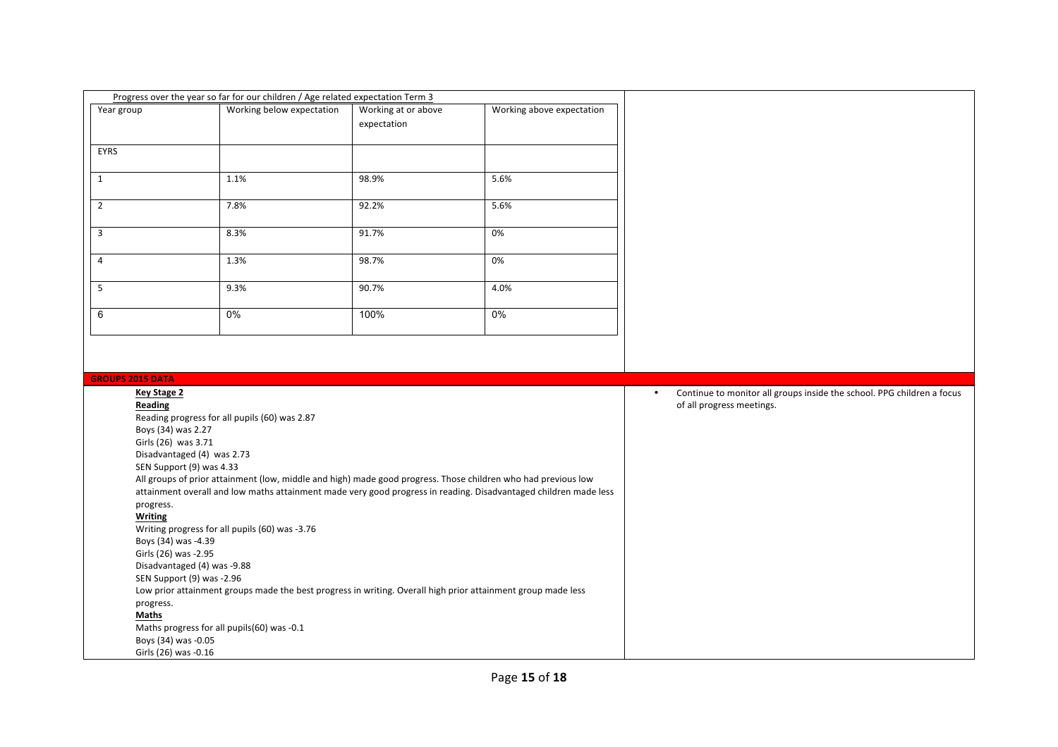Progress over the year so far for our children / Age related expectation Term 3

| Year group | Working below expectation | Working at or above expectation | Working above expectation |
|---|---|---|---|
| EYRS | | | |
| 1 | 1.1% | 98.9% | 5.6% |
| 2 | 7.8% | 92.2% | 5.6% |
| 3 | 8.3% | 91.7% | 0% |
| 4 | 1.3% | 98.7% | 0% |
| 5 | 9.3% | 90.7% | 4.0% |
| 6 | 0% | 100% | 0% |

**GROUPS 2015 DATA**

**Key Stage 2**

**Reading**

Reading progress for all pupils (60) was 2.87
Boys (34) was 2.27
Girls (26) was 3.71
Disadvantaged (4) was 2.73
SEN Support (9) was 4.33

All groups of prior attainment (low, middle and high) made good progress. Those children who had previous low attainment overall and low maths attainment made very good progress in reading. Disadvantaged children made less progress.

**Writing**

Writing progress for all pupils (60) was -3.76
Boys (34) was -4.39
Girls (26) was -2.95
Disadvantaged (4) was -9.88
SEN Support (9) was -2.96

Low prior attainment groups made the best progress in writing. Overall high prior attainment group made less progress.

**Maths**

Maths progress for all pupils(60) was -0.1
Boys (34) was -0.05
Girls (26) was -0.16

- Continue to monitor all groups inside the school. PPG children a focus of all progress meetings.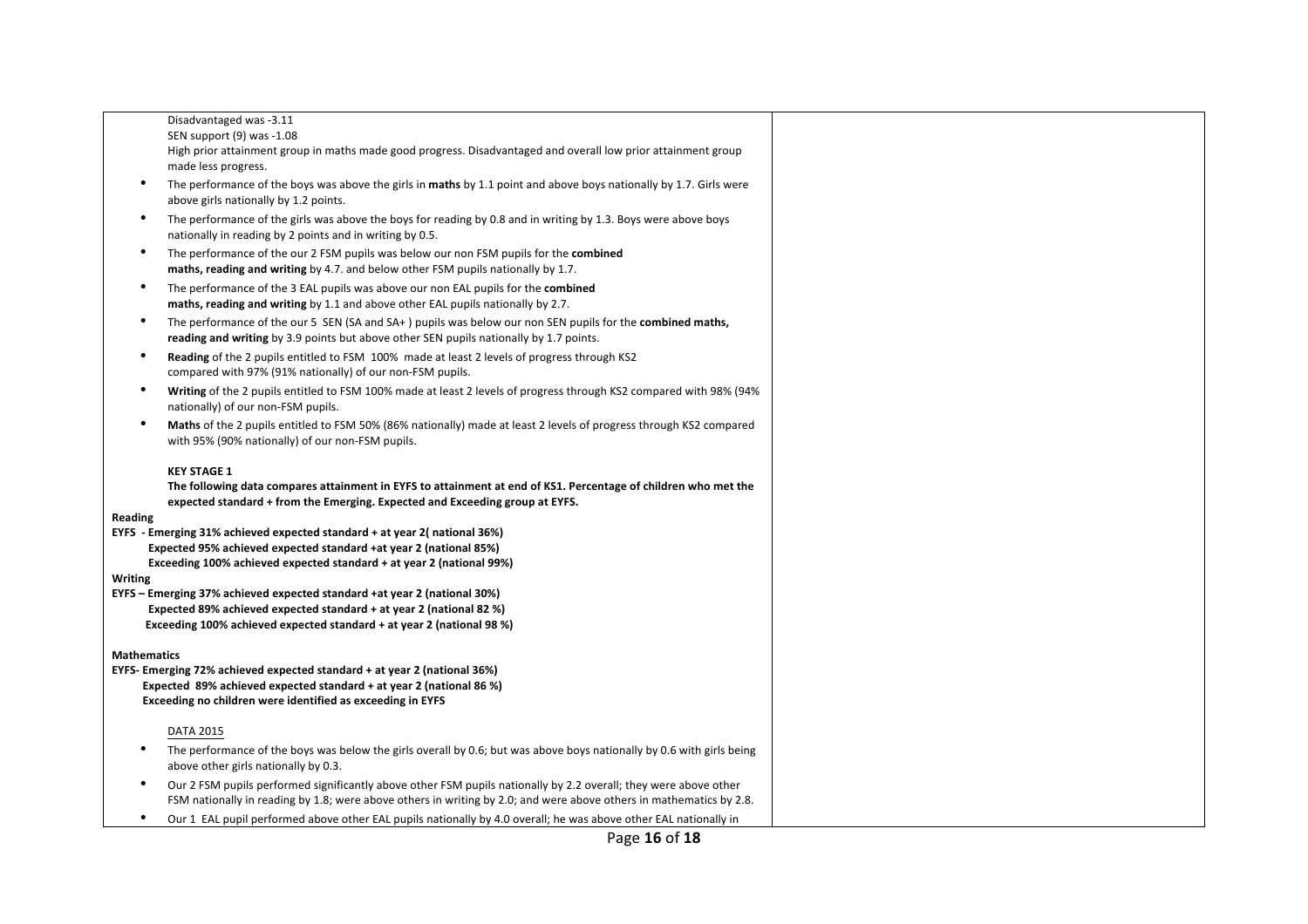Disadvantaged was -3.11
SEN support (9) was -1.08
High prior attainment group in maths made good progress. Disadvantaged and overall low prior attainment group made less progress.

- The performance of the boys was above the girls in **maths** by 1.1 point and above boys nationally by 1.7. Girls were above girls nationally by 1.2 points.
- The performance of the girls was above the boys for reading by 0.8 and in writing by 1.3. Boys were above boys nationally in reading by 2 points and in writing by 0.5.
- The performance of the our 2 FSM pupils was below our non FSM pupils for the **combined maths, reading and writing** by 4.7. and below other FSM pupils nationally by 1.7.
- The performance of the 3 EAL pupils was above our non EAL pupils for the **combined maths, reading and writing** by 1.1 and above other EAL pupils nationally by 2.7.
- The performance of the our 5 SEN (SA and SA+ ) pupils was below our non SEN pupils for the **combined maths, reading and writing** by 3.9 points but above other SEN pupils nationally by 1.7 points.
- **Reading** of the 2 pupils entitled to FSM 100% made at least 2 levels of progress through KS2 compared with 97% (91% nationally) of our non-FSM pupils.
- **Writing** of the 2 pupils entitled to FSM 100% made at least 2 levels of progress through KS2 compared with 98% (94% nationally) of our non-FSM pupils.
- **Maths** of the 2 pupils entitled to FSM 50% (86% nationally) made at least 2 levels of progress through KS2 compared with 95% (90% nationally) of our non-FSM pupils.

**KEY STAGE 1**

**The following data compares attainment in EYFS to attainment at end of KS1. Percentage of children who met the expected standard + from the Emerging. Expected and Exceeding group at EYFS.**

**Reading**

**EYFS - Emerging 31% achieved expected standard + at year 2( national 36%)**
**Expected 95% achieved expected standard +at year 2 (national 85%)**
**Exceeding 100% achieved expected standard + at year 2 (national 99%)**

**Writing**

**EYFS – Emerging 37% achieved expected standard +at year 2 (national 30%)**
**Expected 89% achieved expected standard + at year 2 (national 82 %)**
**Exceeding 100% achieved expected standard + at year 2 (national 98 %)**

**Mathematics**

**EYFS- Emerging 72% achieved expected standard + at year 2 (national 36%)**
**Expected 89% achieved expected standard + at year 2 (national 86 %)**
**Exceeding no children were identified as exceeding in EYFS**

DATA 2015

- The performance of the boys was below the girls overall by 0.6; but was above boys nationally by 0.6 with girls being above other girls nationally by 0.3.
- Our 2 FSM pupils performed significantly above other FSM pupils nationally by 2.2 overall; they were above other FSM nationally in reading by 1.8; were above others in writing by 2.0; and were above others in mathematics by 2.8.
- Our 1 EAL pupil performed above other EAL pupils nationally by 4.0 overall; he was above other EAL nationally in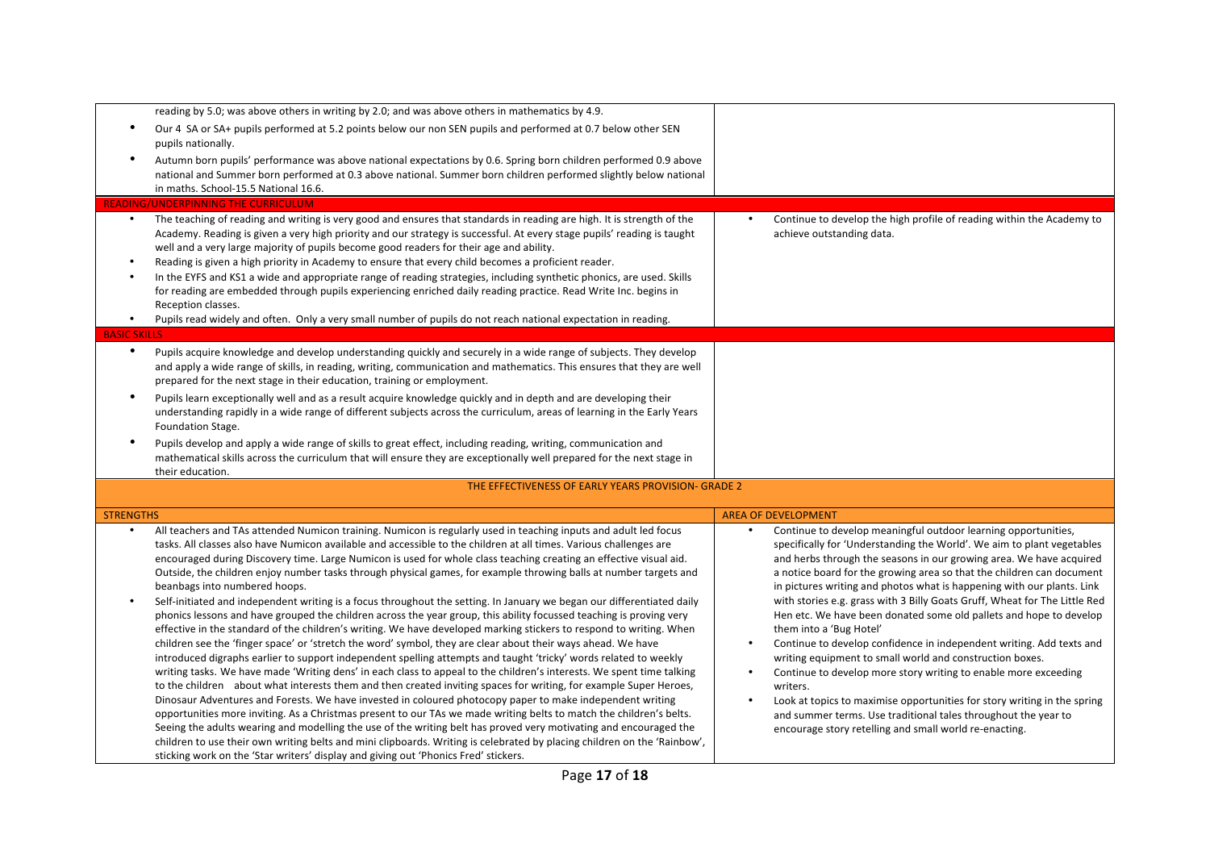| | |
|---|---|
| reading by 5.0; was above others in writing by 2.0; and was above others in mathematics by 4.9.<br>• Our 4 SA or SA+ pupils performed at 5.2 points below our non SEN pupils and performed at 0.7 below other SEN pupils nationally.<br>• Autumn born pupils' performance was above national expectations by 0.6. Spring born children performed 0.9 above national and Summer born performed at 0.3 above national. Summer born children performed slightly below national in maths. School-15.5 National 16.6. | |
| **READING/UNDERPINNING THE CURRICULUM** | |
| • The teaching of reading and writing is very good and ensures that standards in reading are high. It is strength of the Academy. Reading is given a very high priority and our strategy is successful. At every stage pupils' reading is taught well and a very large majority of pupils become good readers for their age and ability.<br>• Reading is given a high priority in Academy to ensure that every child becomes a proficient reader.<br>• In the EYFS and KS1 a wide and appropriate range of reading strategies, including synthetic phonics, are used. Skills for reading are embedded through pupils experiencing enriched daily reading practice. Read Write Inc. begins in Reception classes.<br>• Pupils read widely and often. Only a very small number of pupils do not reach national expectation in reading. | • Continue to develop the high profile of reading within the Academy to achieve outstanding data. |
| **BASIC SKILLS** | |
| • Pupils acquire knowledge and develop understanding quickly and securely in a wide range of subjects. They develop and apply a wide range of skills, in reading, writing, communication and mathematics. This ensures that they are well prepared for the next stage in their education, training or employment.<br>• Pupils learn exceptionally well and as a result acquire knowledge quickly and in depth and are developing their understanding rapidly in a wide range of different subjects across the curriculum, areas of learning in the Early Years Foundation Stage.<br>• Pupils develop and apply a wide range of skills to great effect, including reading, writing, communication and mathematical skills across the curriculum that will ensure they are exceptionally well prepared for the next stage in their education. | |
| **THE EFFECTIVENESS OF EARLY YEARS PROVISION- GRADE 2** | |
| **STRENGTHS** | **AREA OF DEVELOPMENT** |
| • All teachers and TAs attended Numicon training. Numicon is regularly used in teaching inputs and adult led focus tasks. All classes also have Numicon available and accessible to the children at all times. Various challenges are encouraged during Discovery time. Large Numicon is used for whole class teaching creating an effective visual aid. Outside, the children enjoy number tasks through physical games, for example throwing balls at number targets and beanbags into numbered hoops.<br>• Self-initiated and independent writing is a focus throughout the setting. In January we began our differentiated daily phonics lessons and have grouped the children across the year group, this ability focussed teaching is proving very effective in the standard of the children's writing. We have developed marking stickers to respond to writing. When children see the 'finger space' or 'stretch the word' symbol, they are clear about their ways ahead. We have introduced digraphs earlier to support independent spelling attempts and taught 'tricky' words related to weekly writing tasks. We have made 'Writing dens' in each class to appeal to the children's interests. We spent time talking to the children about what interests them and then created inviting spaces for writing, for example Super Heroes, Dinosaur Adventures and Forests. We have invested in coloured photocopy paper to make independent writing opportunities more inviting. As a Christmas present to our TAs we made writing belts to match the children's belts. Seeing the adults wearing and modelling the use of the writing belt has proved very motivating and encouraged the children to use their own writing belts and mini clipboards. Writing is celebrated by placing children on the 'Rainbow', sticking work on the 'Star writers' display and giving out 'Phonics Fred' stickers. | • Continue to develop meaningful outdoor learning opportunities, specifically for 'Understanding the World'. We aim to plant vegetables and herbs through the seasons in our growing area. We have acquired a notice board for the growing area so that the children can document in pictures writing and photos what is happening with our plants. Link with stories e.g. grass with 3 Billy Goats Gruff, Wheat for The Little Red Hen etc. We have been donated some old pallets and hope to develop them into a 'Bug Hotel'<br>• Continue to develop confidence in independent writing. Add texts and writing equipment to small world and construction boxes.<br>• Continue to develop more story writing to enable more exceeding writers.<br>• Look at topics to maximise opportunities for story writing in the spring and summer terms. Use traditional tales throughout the year to encourage story retelling and small world re-enacting. |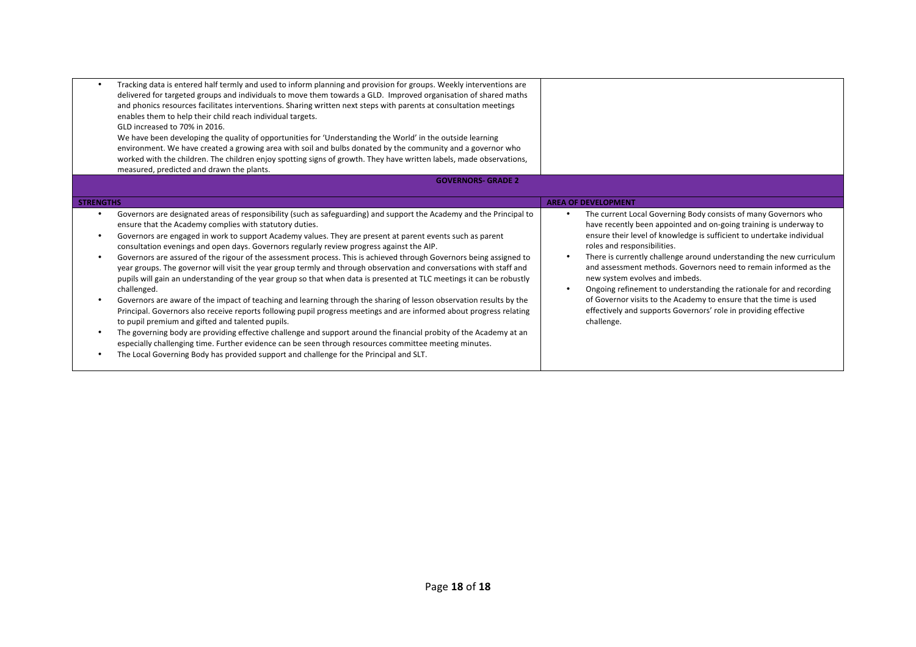| | |
|---|---|
| • Tracking data is entered half termly and used to inform planning and provision for groups. Weekly interventions are delivered for targeted groups and individuals to move them towards a GLD. Improved organisation of shared maths and phonics resources facilitates interventions. Sharing written next steps with parents at consultation meetings enables them to help their child reach individual targets.<br>GLD increased to 70% in 2016.<br>We have been developing the quality of opportunities for 'Understanding the World' in the outside learning environment. We have created a growing area with soil and bulbs donated by the community and a governor who worked with the children. The children enjoy spotting signs of growth. They have written labels, made observations, measured, predicted and drawn the plants. | |

## GOVERNORS- GRADE 2

| STRENGTHS | AREA OF DEVELOPMENT |
|---|---|
| • Governors are designated areas of responsibility (such as safeguarding) and support the Academy and the Principal to ensure that the Academy complies with statutory duties.<br>• Governors are engaged in work to support Academy values. They are present at parent events such as parent consultation evenings and open days. Governors regularly review progress against the AIP.<br>• Governors are assured of the rigour of the assessment process. This is achieved through Governors being assigned to year groups. The governor will visit the year group termly and through observation and conversations with staff and pupils will gain an understanding of the year group so that when data is presented at TLC meetings it can be robustly challenged.<br>• Governors are aware of the impact of teaching and learning through the sharing of lesson observation results by the Principal. Governors also receive reports following pupil progress meetings and are informed about progress relating to pupil premium and gifted and talented pupils.<br>• The governing body are providing effective challenge and support around the financial probity of the Academy at an especially challenging time. Further evidence can be seen through resources committee meeting minutes.<br>• The Local Governing Body has provided support and challenge for the Principal and SLT. | • The current Local Governing Body consists of many Governors who have recently been appointed and on-going training is underway to ensure their level of knowledge is sufficient to undertake individual roles and responsibilities.<br>• There is currently challenge around understanding the new curriculum and assessment methods. Governors need to remain informed as the new system evolves and imbeds.<br>• Ongoing refinement to understanding the rationale for and recording of Governor visits to the Academy to ensure that the time is used effectively and supports Governors' role in providing effective challenge. |